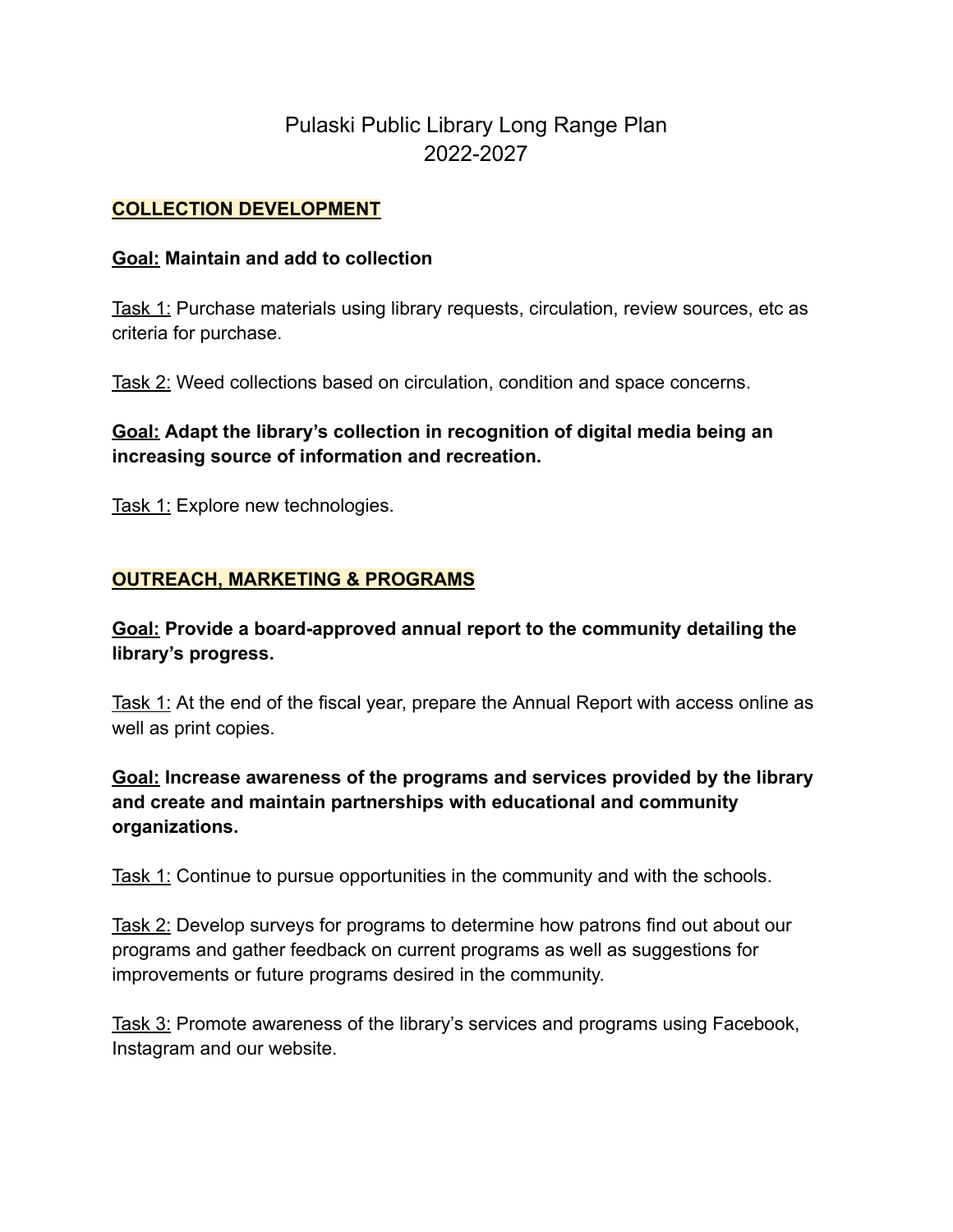# Pulaski Public Library Long Range Plan
# 2022-2027

## COLLECTION DEVELOPMENT

**Goal: Maintain and add to collection**

Task 1: Purchase materials using library requests, circulation, review sources, etc as criteria for purchase.

Task 2: Weed collections based on circulation, condition and space concerns.

**Goal: Adapt the library's collection in recognition of digital media being an increasing source of information and recreation.**

Task 1: Explore new technologies.

## OUTREACH, MARKETING & PROGRAMS

**Goal: Provide a board-approved annual report to the community detailing the library's progress.**

Task 1: At the end of the fiscal year, prepare the Annual Report with access online as well as print copies.

**Goal: Increase awareness of the programs and services provided by the library and create and maintain partnerships with educational and community organizations.**

Task 1: Continue to pursue opportunities in the community and with the schools.

Task 2: Develop surveys for programs to determine how patrons find out about our programs and gather feedback on current programs as well as suggestions for improvements or future programs desired in the community.

Task 3: Promote awareness of the library's services and programs using Facebook, Instagram and our website.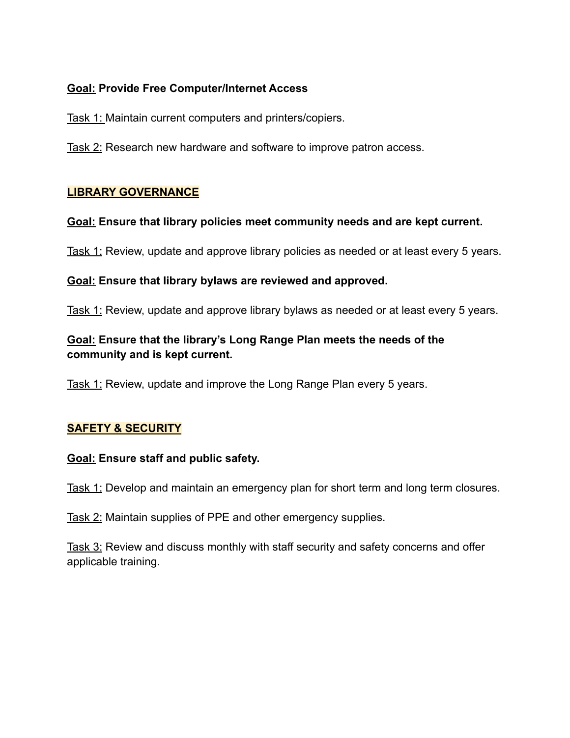**Goal: Provide Free Computer/Internet Access**

Task 1: Maintain current computers and printers/copiers.

Task 2: Research new hardware and software to improve patron access.

## LIBRARY GOVERNANCE

**Goal: Ensure that library policies meet community needs and are kept current.**

Task 1: Review, update and approve library policies as needed or at least every 5 years.

**Goal: Ensure that library bylaws are reviewed and approved.**

Task 1: Review, update and approve library bylaws as needed or at least every 5 years.

**Goal: Ensure that the library's Long Range Plan meets the needs of the community and is kept current.**

Task 1: Review, update and improve the Long Range Plan every 5 years.

## SAFETY & SECURITY

**Goal: Ensure staff and public safety.**

Task 1: Develop and maintain an emergency plan for short term and long term closures.

Task 2: Maintain supplies of PPE and other emergency supplies.

Task 3: Review and discuss monthly with staff security and safety concerns and offer applicable training.